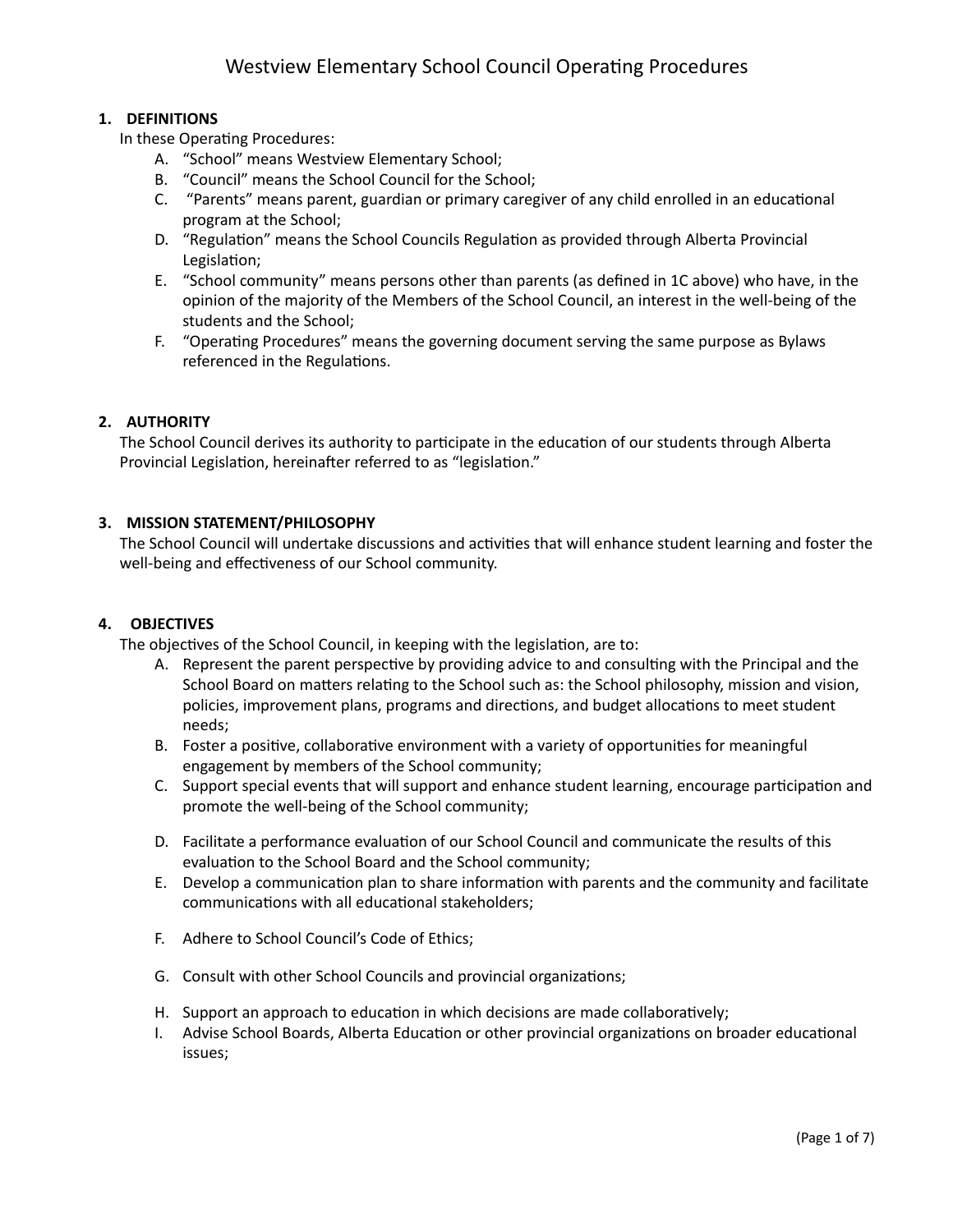# Westview Elementary School Council Operating Procedures

## 1. DEFINITIONS

In these Operating Procedures:

A. “School” means Westview Elementary School;
B. “Council” means the School Council for the School;
C. “Parents” means parent, guardian or primary caregiver of any child enrolled in an educational program at the School;
D. “Regulation” means the School Councils Regulation as provided through Alberta Provincial Legislation;
E. “School community” means persons other than parents (as defined in 1C above) who have, in the opinion of the majority of the Members of the School Council, an interest in the well-being of the students and the School;
F. “Operating Procedures” means the governing document serving the same purpose as Bylaws referenced in the Regulations.

## 2. AUTHORITY

The School Council derives its authority to participate in the education of our students through Alberta Provincial Legislation, hereinafter referred to as “legislation.”

## 3. MISSION STATEMENT/PHILOSOPHY

The School Council will undertake discussions and activities that will enhance student learning and foster the well-being and effectiveness of our School community.

## 4. OBJECTIVES

The objectives of the School Council, in keeping with the legislation, are to:

A. Represent the parent perspective by providing advice to and consulting with the Principal and the School Board on matters relating to the School such as: the School philosophy, mission and vision, policies, improvement plans, programs and directions, and budget allocations to meet student needs;
B. Foster a positive, collaborative environment with a variety of opportunities for meaningful engagement by members of the School community;
C. Support special events that will support and enhance student learning, encourage participation and promote the well-being of the School community;
D. Facilitate a performance evaluation of our School Council and communicate the results of this evaluation to the School Board and the School community;
E. Develop a communication plan to share information with parents and the community and facilitate communications with all educational stakeholders;
F. Adhere to School Council’s Code of Ethics;
G. Consult with other School Councils and provincial organizations;
H. Support an approach to education in which decisions are made collaboratively;
I. Advise School Boards, Alberta Education or other provincial organizations on broader educational issues;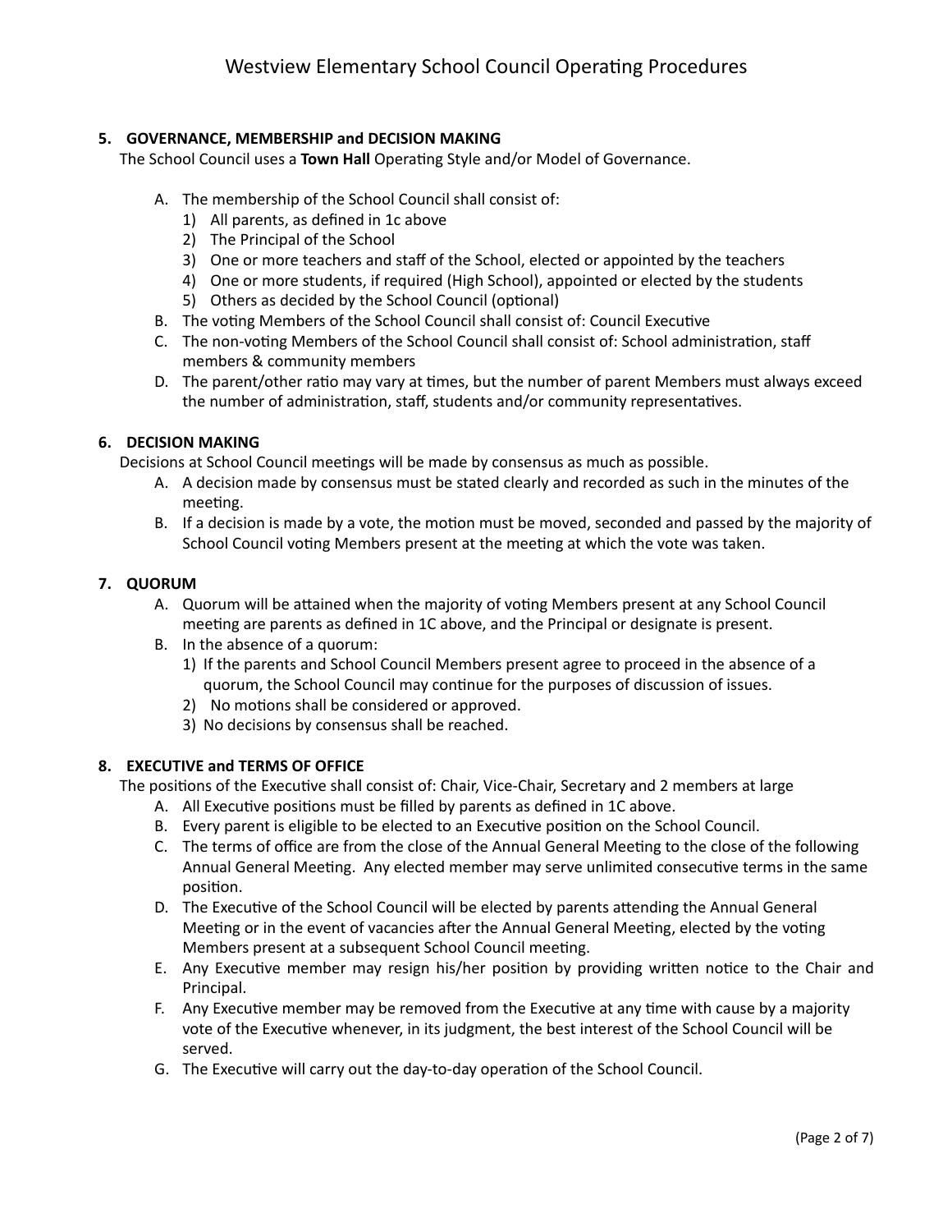## 5. GOVERNANCE, MEMBERSHIP and DECISION MAKING

The School Council uses a **Town Hall** Operating Style and/or Model of Governance.

A. The membership of the School Council shall consist of:
   1) All parents, as defined in 1c above
   2) The Principal of the School
   3) One or more teachers and staff of the School, elected or appointed by the teachers
   4) One or more students, if required (High School), appointed or elected by the students
   5) Others as decided by the School Council (optional)

B. The voting Members of the School Council shall consist of: Council Executive

C. The non-voting Members of the School Council shall consist of: School administration, staff members & community members

D. The parent/other ratio may vary at times, but the number of parent Members must always exceed the number of administration, staff, students and/or community representatives.

## 6. DECISION MAKING

Decisions at School Council meetings will be made by consensus as much as possible.

A. A decision made by consensus must be stated clearly and recorded as such in the minutes of the meeting.

B. If a decision is made by a vote, the motion must be moved, seconded and passed by the majority of School Council voting Members present at the meeting at which the vote was taken.

## 7. QUORUM

A. Quorum will be attained when the majority of voting Members present at any School Council meeting are parents as defined in 1C above, and the Principal or designate is present.

B. In the absence of a quorum:
   1) If the parents and School Council Members present agree to proceed in the absence of a quorum, the School Council may continue for the purposes of discussion of issues.
   2) No motions shall be considered or approved.
   3) No decisions by consensus shall be reached.

## 8. EXECUTIVE and TERMS OF OFFICE

The positions of the Executive shall consist of: Chair, Vice-Chair, Secretary and 2 members at large

A. All Executive positions must be filled by parents as defined in 1C above.

B. Every parent is eligible to be elected to an Executive position on the School Council.

C. The terms of office are from the close of the Annual General Meeting to the close of the following Annual General Meeting. Any elected member may serve unlimited consecutive terms in the same position.

D. The Executive of the School Council will be elected by parents attending the Annual General Meeting or in the event of vacancies after the Annual General Meeting, elected by the voting Members present at a subsequent School Council meeting.

E. Any Executive member may resign his/her position by providing written notice to the Chair and Principal.

F. Any Executive member may be removed from the Executive at any time with cause by a majority vote of the Executive whenever, in its judgment, the best interest of the School Council will be served.

G. The Executive will carry out the day-to-day operation of the School Council.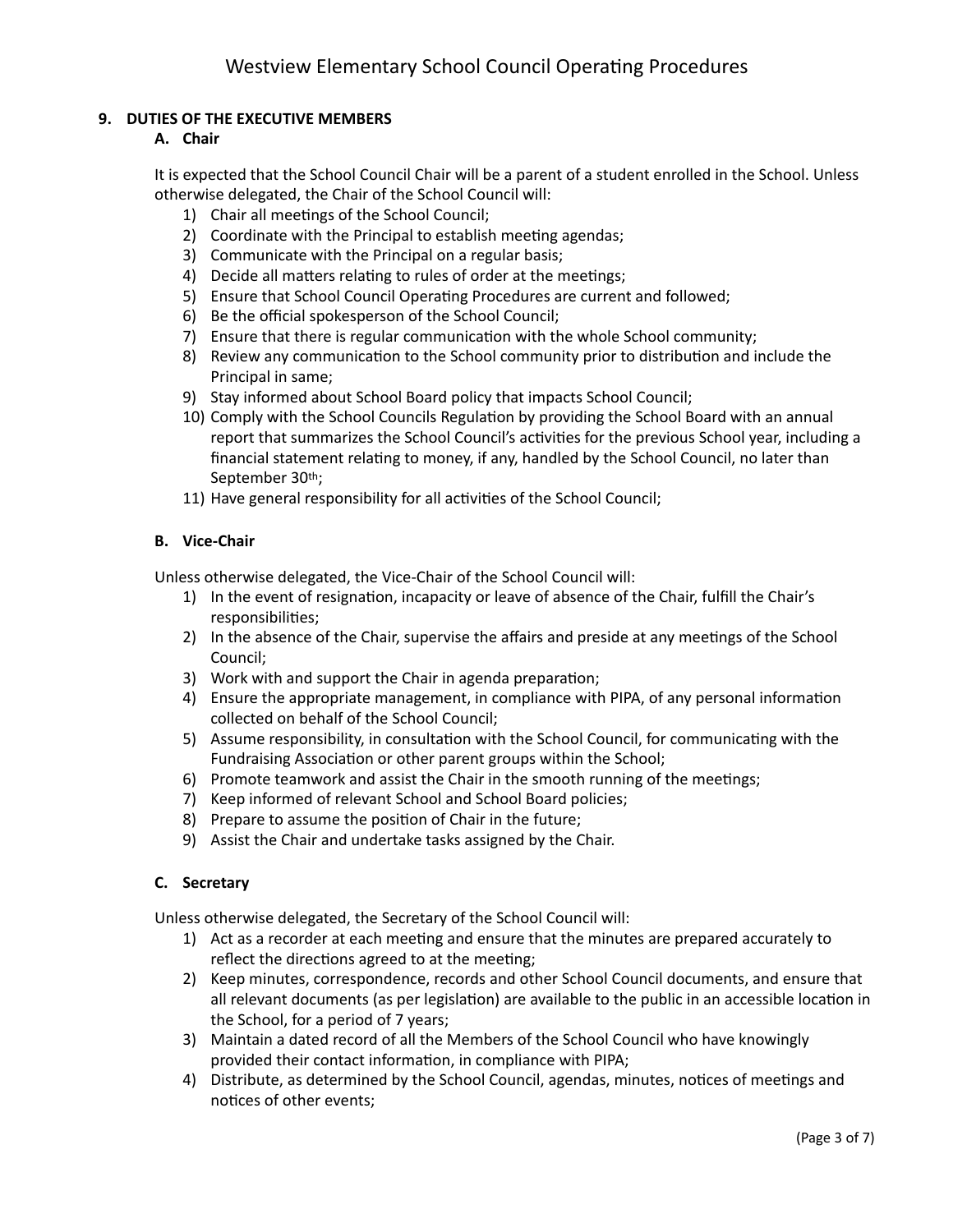## 9. DUTIES OF THE EXECUTIVE MEMBERS

### A. Chair

It is expected that the School Council Chair will be a parent of a student enrolled in the School. Unless otherwise delegated, the Chair of the School Council will:

1) Chair all meetings of the School Council;
2) Coordinate with the Principal to establish meeting agendas;
3) Communicate with the Principal on a regular basis;
4) Decide all matters relating to rules of order at the meetings;
5) Ensure that School Council Operating Procedures are current and followed;
6) Be the official spokesperson of the School Council;
7) Ensure that there is regular communication with the whole School community;
8) Review any communication to the School community prior to distribution and include the Principal in same;
9) Stay informed about School Board policy that impacts School Council;
10) Comply with the School Councils Regulation by providing the School Board with an annual report that summarizes the School Council's activities for the previous School year, including a financial statement relating to money, if any, handled by the School Council, no later than September 30th;
11) Have general responsibility for all activities of the School Council;

### B. Vice-Chair

Unless otherwise delegated, the Vice-Chair of the School Council will:

1) In the event of resignation, incapacity or leave of absence of the Chair, fulfill the Chair's responsibilities;
2) In the absence of the Chair, supervise the affairs and preside at any meetings of the School Council;
3) Work with and support the Chair in agenda preparation;
4) Ensure the appropriate management, in compliance with PIPA, of any personal information collected on behalf of the School Council;
5) Assume responsibility, in consultation with the School Council, for communicating with the Fundraising Association or other parent groups within the School;
6) Promote teamwork and assist the Chair in the smooth running of the meetings;
7) Keep informed of relevant School and School Board policies;
8) Prepare to assume the position of Chair in the future;
9) Assist the Chair and undertake tasks assigned by the Chair.

### C. Secretary

Unless otherwise delegated, the Secretary of the School Council will:

1) Act as a recorder at each meeting and ensure that the minutes are prepared accurately to reflect the directions agreed to at the meeting;
2) Keep minutes, correspondence, records and other School Council documents, and ensure that all relevant documents (as per legislation) are available to the public in an accessible location in the School, for a period of 7 years;
3) Maintain a dated record of all the Members of the School Council who have knowingly provided their contact information, in compliance with PIPA;
4) Distribute, as determined by the School Council, agendas, minutes, notices of meetings and notices of other events;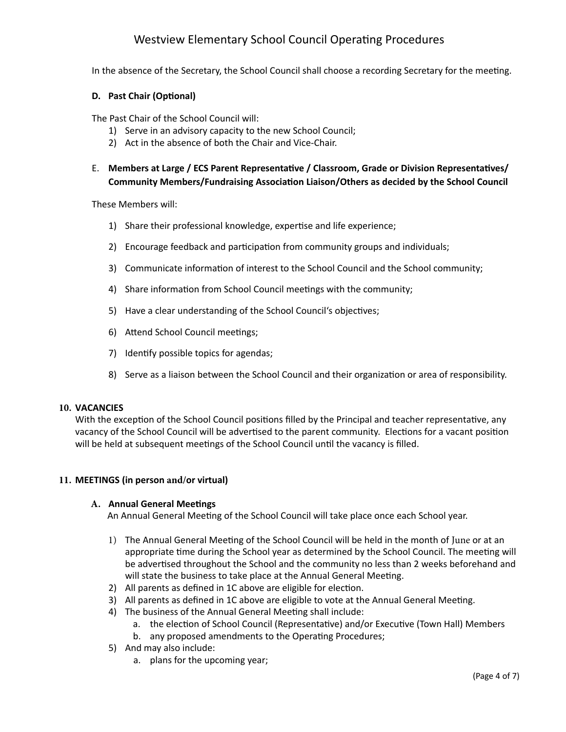In the absence of the Secretary, the School Council shall choose a recording Secretary for the meeting.

**D. Past Chair (Optional)**

The Past Chair of the School Council will:

1) Serve in an advisory capacity to the new School Council;
2) Act in the absence of both the Chair and Vice-Chair.

E. **Members at Large / ECS Parent Representative / Classroom, Grade or Division Representatives/ Community Members/Fundraising Association Liaison/Others as decided by the School Council**

These Members will:

1) Share their professional knowledge, expertise and life experience;
2) Encourage feedback and participation from community groups and individuals;
3) Communicate information of interest to the School Council and the School community;
4) Share information from School Council meetings with the community;
5) Have a clear understanding of the School Council's objectives;
6) Attend School Council meetings;
7) Identify possible topics for agendas;
8) Serve as a liaison between the School Council and their organization or area of responsibility.

**10. VACANCIES**

With the exception of the School Council positions filled by the Principal and teacher representative, any vacancy of the School Council will be advertised to the parent community. Elections for a vacant position will be held at subsequent meetings of the School Council until the vacancy is filled.

**11. MEETINGS (in person and/or virtual)**

**A. Annual General Meetings**

An Annual General Meeting of the School Council will take place once each School year.

1) The Annual General Meeting of the School Council will be held in the month of June or at an appropriate time during the School year as determined by the School Council. The meeting will be advertised throughout the School and the community no less than 2 weeks beforehand and will state the business to take place at the Annual General Meeting.
2) All parents as defined in 1C above are eligible for election.
3) All parents as defined in 1C above are eligible to vote at the Annual General Meeting.
4) The business of the Annual General Meeting shall include:
   a. the election of School Council (Representative) and/or Executive (Town Hall) Members
   b. any proposed amendments to the Operating Procedures;
5) And may also include:
   a. plans for the upcoming year;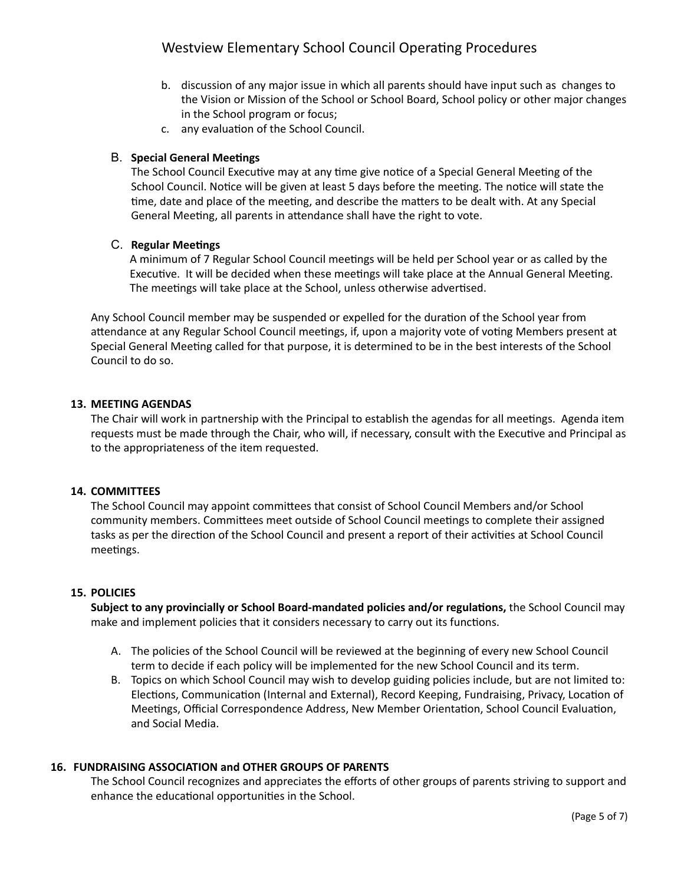b. discussion of any major issue in which all parents should have input such as changes to the Vision or Mission of the School or School Board, School policy or other major changes in the School program or focus;
c. any evaluation of the School Council.

B. **Special General Meetings**
The School Council Executive may at any time give notice of a Special General Meeting of the School Council. Notice will be given at least 5 days before the meeting. The notice will state the time, date and place of the meeting, and describe the matters to be dealt with. At any Special General Meeting, all parents in attendance shall have the right to vote.

C. **Regular Meetings**
A minimum of 7 Regular School Council meetings will be held per School year or as called by the Executive. It will be decided when these meetings will take place at the Annual General Meeting. The meetings will take place at the School, unless otherwise advertised.

Any School Council member may be suspended or expelled for the duration of the School year from attendance at any Regular School Council meetings, if, upon a majority vote of voting Members present at Special General Meeting called for that purpose, it is determined to be in the best interests of the School Council to do so.

## 13. MEETING AGENDAS

The Chair will work in partnership with the Principal to establish the agendas for all meetings. Agenda item requests must be made through the Chair, who will, if necessary, consult with the Executive and Principal as to the appropriateness of the item requested.

## 14. COMMITTEES

The School Council may appoint committees that consist of School Council Members and/or School community members. Committees meet outside of School Council meetings to complete their assigned tasks as per the direction of the School Council and present a report of their activities at School Council meetings.

## 15. POLICIES

**Subject to any provincially or School Board-mandated policies and/or regulations,** the School Council may make and implement policies that it considers necessary to carry out its functions.

A. The policies of the School Council will be reviewed at the beginning of every new School Council term to decide if each policy will be implemented for the new School Council and its term.
B. Topics on which School Council may wish to develop guiding policies include, but are not limited to: Elections, Communication (Internal and External), Record Keeping, Fundraising, Privacy, Location of Meetings, Official Correspondence Address, New Member Orientation, School Council Evaluation, and Social Media.

## 16. FUNDRAISING ASSOCIATION and OTHER GROUPS OF PARENTS

The School Council recognizes and appreciates the efforts of other groups of parents striving to support and enhance the educational opportunities in the School.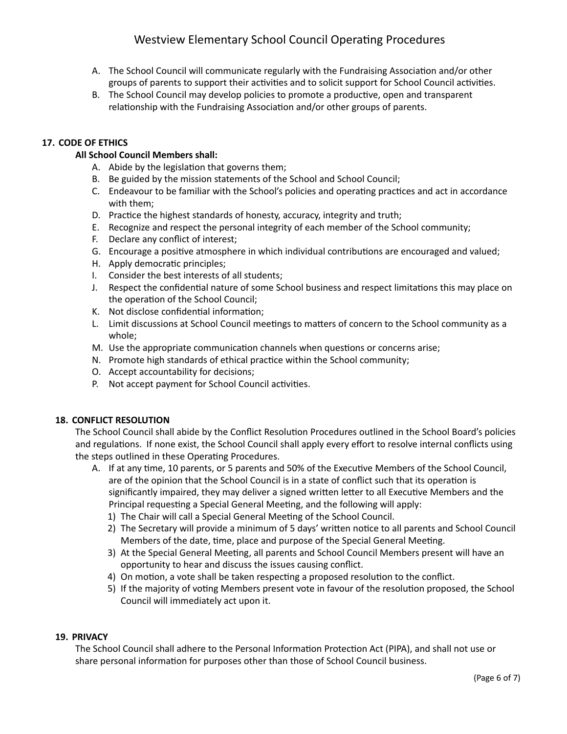A. The School Council will communicate regularly with the Fundraising Association and/or other groups of parents to support their activities and to solicit support for School Council activities.
B. The School Council may develop policies to promote a productive, open and transparent relationship with the Fundraising Association and/or other groups of parents.

## 17. CODE OF ETHICS

**All School Council Members shall:**

A. Abide by the legislation that governs them;
B. Be guided by the mission statements of the School and School Council;
C. Endeavour to be familiar with the School's policies and operating practices and act in accordance with them;
D. Practice the highest standards of honesty, accuracy, integrity and truth;
E. Recognize and respect the personal integrity of each member of the School community;
F. Declare any conflict of interest;
G. Encourage a positive atmosphere in which individual contributions are encouraged and valued;
H. Apply democratic principles;
I. Consider the best interests of all students;
J. Respect the confidential nature of some School business and respect limitations this may place on the operation of the School Council;
K. Not disclose confidential information;
L. Limit discussions at School Council meetings to matters of concern to the School community as a whole;
M. Use the appropriate communication channels when questions or concerns arise;
N. Promote high standards of ethical practice within the School community;
O. Accept accountability for decisions;
P. Not accept payment for School Council activities.

## 18. CONFLICT RESOLUTION

The School Council shall abide by the Conflict Resolution Procedures outlined in the School Board's policies and regulations. If none exist, the School Council shall apply every effort to resolve internal conflicts using the steps outlined in these Operating Procedures.

A. If at any time, 10 parents, or 5 parents and 50% of the Executive Members of the School Council, are of the opinion that the School Council is in a state of conflict such that its operation is significantly impaired, they may deliver a signed written letter to all Executive Members and the Principal requesting a Special General Meeting, and the following will apply:
   1) The Chair will call a Special General Meeting of the School Council.
   2) The Secretary will provide a minimum of 5 days' written notice to all parents and School Council Members of the date, time, place and purpose of the Special General Meeting.
   3) At the Special General Meeting, all parents and School Council Members present will have an opportunity to hear and discuss the issues causing conflict.
   4) On motion, a vote shall be taken respecting a proposed resolution to the conflict.
   5) If the majority of voting Members present vote in favour of the resolution proposed, the School Council will immediately act upon it.

## 19. PRIVACY

The School Council shall adhere to the Personal Information Protection Act (PIPA), and shall not use or share personal information for purposes other than those of School Council business.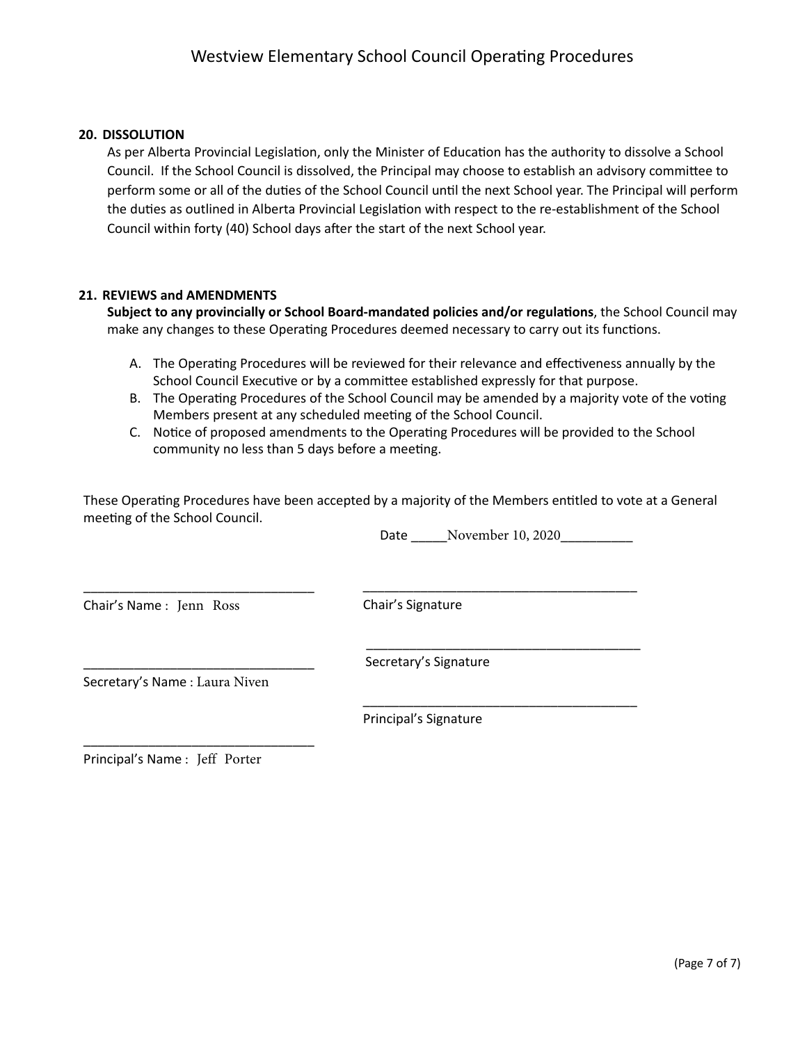**20. DISSOLUTION**

As per Alberta Provincial Legislation, only the Minister of Education has the authority to dissolve a School Council. If the School Council is dissolved, the Principal may choose to establish an advisory committee to perform some or all of the duties of the School Council until the next School year. The Principal will perform the duties as outlined in Alberta Provincial Legislation with respect to the re-establishment of the School Council within forty (40) School days after the start of the next School year.

**21. REVIEWS and AMENDMENTS**

**Subject to any provincially or School Board-mandated policies and/or regulations**, the School Council may make any changes to these Operating Procedures deemed necessary to carry out its functions.

A. The Operating Procedures will be reviewed for their relevance and effectiveness annually by the School Council Executive or by a committee established expressly for that purpose.
B. The Operating Procedures of the School Council may be amended by a majority vote of the voting Members present at any scheduled meeting of the School Council.
C. Notice of proposed amendments to the Operating Procedures will be provided to the School community no less than 5 days before a meeting.

These Operating Procedures have been accepted by a majority of the Members entitled to vote at a General meeting of the School Council.

Date _____November 10, 2020__________

________________________________ ________________________________

Chair's Name : Jenn Ross Chair's Signature

________________________________ ________________________________

Secretary's Name : Laura Niven Secretary's Signature

________________________________ ________________________________

Principal's Name : Jeff Porter Principal's Signature